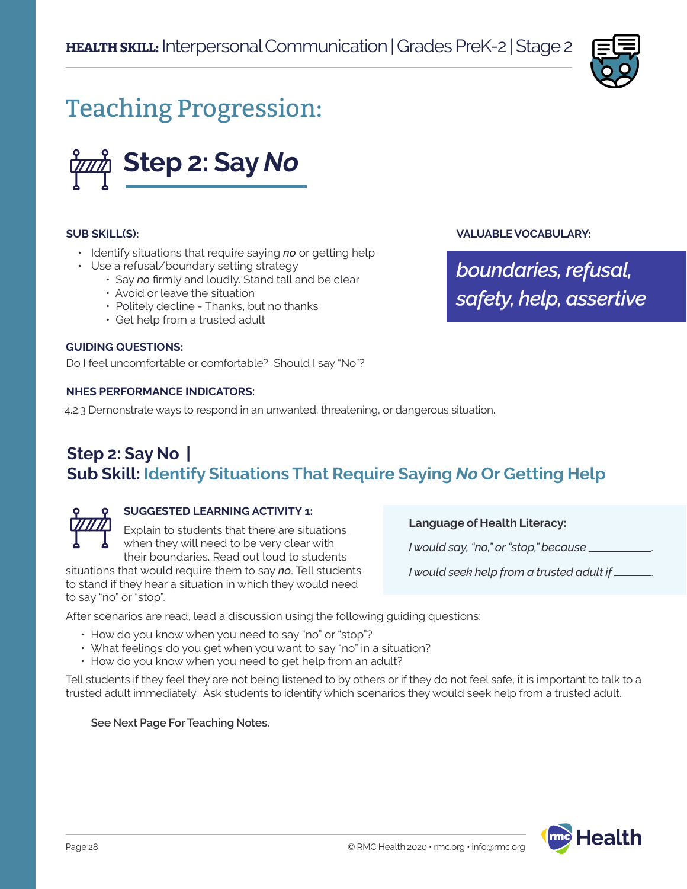**HEALTH SKILL:** Interpersonal Communication | Grades PreK-2 | Stage 2

# Teaching Progression:

## Step 2: Say *No*

**SUB SKILL(S):**

- Identify situations that require saying ***no*** or getting help
- Use a refusal/boundary setting strategy
  - Say ***no*** firmly and loudly. Stand tall and be clear
  - Avoid or leave the situation
  - Politely decline - Thanks, but no thanks
  - Get help from a trusted adult

**VALUABLE VOCABULARY:**

*boundaries, refusal, safety, help, assertive*

**GUIDING QUESTIONS:**

Do I feel uncomfortable or comfortable? Should I say "No"?

**NHES PERFORMANCE INDICATORS:**

4.2.3 Demonstrate ways to respond in an unwanted, threatening, or dangerous situation.

## Step 2: Say No | Sub Skill: Identify Situations That Require Saying *No* Or Getting Help

**SUGGESTED LEARNING ACTIVITY 1:**

Explain to students that there are situations when they will need to be very clear with their boundaries. Read out loud to students situations that would require them to say ***no***. Tell students to stand if they hear a situation in which they would need to say "no" or "stop".

**Language of Health Literacy:**

*I would say, "no," or "stop," because ___________.*

*I would seek help from a trusted adult if _______.*

After scenarios are read, lead a discussion using the following guiding questions:

- How do you know when you need to say "no" or "stop"?
- What feelings do you get when you want to say "no" in a situation?
- How do you know when you need to get help from an adult?

Tell students if they feel they are not being listened to by others or if they do not feel safe, it is important to talk to a trusted adult immediately. Ask students to identify which scenarios they would seek help from a trusted adult.

**See Next Page For Teaching Notes.**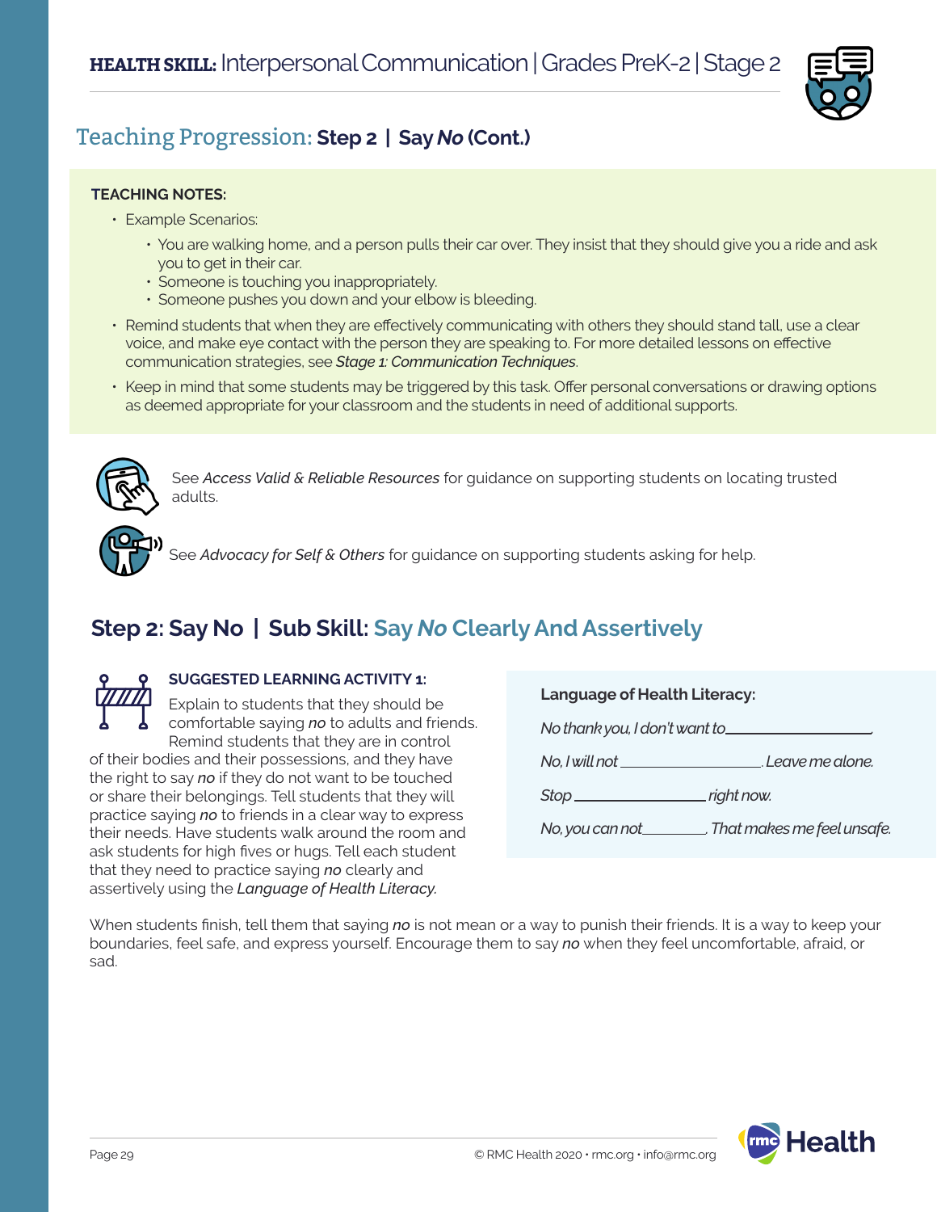## Teaching Progression: Step 2 | Say *No* (Cont.)

**TEACHING NOTES:**

- Example Scenarios:
  - You are walking home, and a person pulls their car over. They insist that they should give you a ride and ask you to get in their car.
  - Someone is touching you inappropriately.
  - Someone pushes you down and your elbow is bleeding.
- Remind students that when they are effectively communicating with others they should stand tall, use a clear voice, and make eye contact with the person they are speaking to. For more detailed lessons on effective communication strategies, see *Stage 1: Communication Techniques*.
- Keep in mind that some students may be triggered by this task. Offer personal conversations or drawing options as deemed appropriate for your classroom and the students in need of additional supports.

See *Access Valid & Reliable Resources* for guidance on supporting students on locating trusted adults.

See *Advocacy for Self & Others* for guidance on supporting students asking for help.

## Step 2: Say No | Sub Skill: Say *No* Clearly And Assertively

**SUGGESTED LEARNING ACTIVITY 1:**

Explain to students that they should be comfortable saying ***no*** to adults and friends. Remind students that they are in control of their bodies and their possessions, and they have the right to say ***no*** if they do not want to be touched or share their belongings. Tell students that they will practice saying ***no*** to friends in a clear way to express their needs. Have students walk around the room and ask students for high fives or hugs. Tell each student that they need to practice saying ***no*** clearly and assertively using the *Language of Health Literacy.*

**Language of Health Literacy:**

*No thank you, I don't want to\_\_\_\_\_\_\_\_\_\_\_\_\_\_.*

*No, I will not \_\_\_\_\_\_\_\_\_\_\_\_\_\_. Leave me alone.*

*Stop \_\_\_\_\_\_\_\_\_\_\_\_\_\_ right now.*

*No, you can not\_\_\_\_\_\_\_\_. That makes me feel unsafe.*

When students finish, tell them that saying ***no*** is not mean or a way to punish their friends. It is a way to keep your boundaries, feel safe, and express yourself. Encourage them to say ***no*** when they feel uncomfortable, afraid, or sad.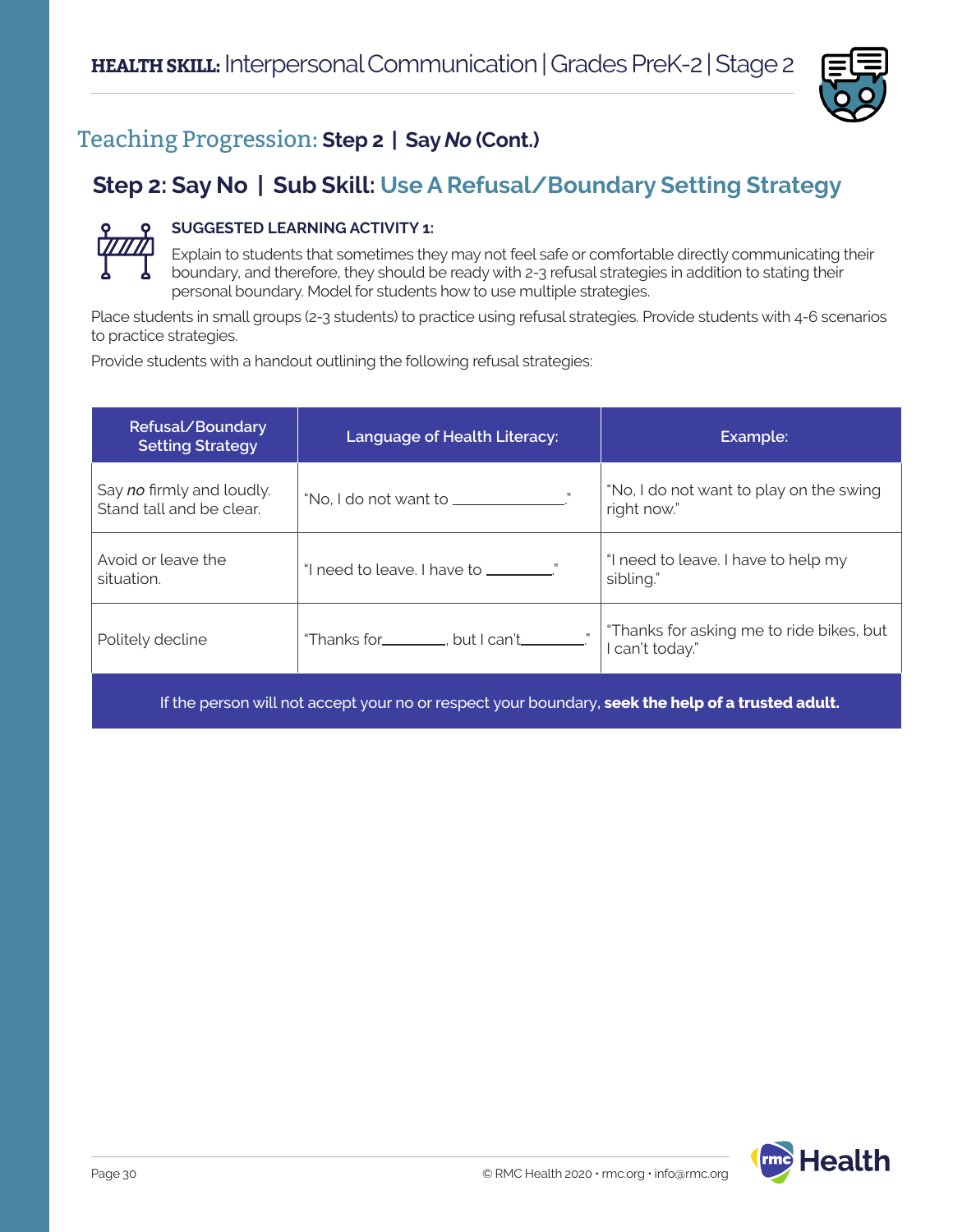## Teaching Progression: **Step 2 | Say *No* (Cont.)**

### Step 2: Say No | Sub Skill: Use A Refusal/Boundary Setting Strategy

**SUGGESTED LEARNING ACTIVITY 1:**

Explain to students that sometimes they may not feel safe or comfortable directly communicating their boundary, and therefore, they should be ready with 2-3 refusal strategies in addition to stating their personal boundary. Model for students how to use multiple strategies.

Place students in small groups (2-3 students) to practice using refusal strategies. Provide students with 4-6 scenarios to practice strategies.

Provide students with a handout outlining the following refusal strategies:

| Refusal/Boundary Setting Strategy | Language of Health Literacy: | Example: |
|---|---|---|
| Say *no* firmly and loudly. Stand tall and be clear. | "No, I do not want to ______________." | "No, I do not want to play on the swing right now." |
| Avoid or leave the situation. | "I need to leave. I have to ________." | "I need to leave. I have to help my sibling." |
| Politely decline | "Thanks for________, but I can't________." | "Thanks for asking me to ride bikes, but I can't today." |
| If the person will not accept your no or respect your boundary, **seek the help of a trusted adult.** | | |